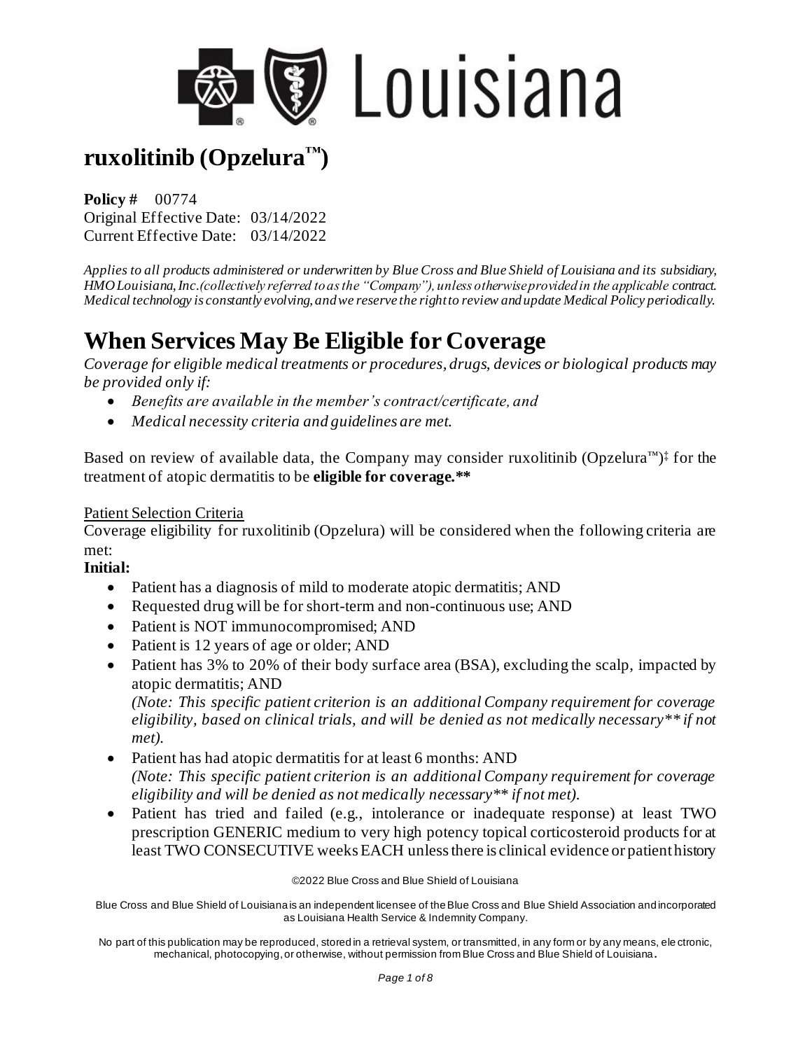# ruxolitinib (Opzelura™)

**Policy #** 00774
Original Effective Date: 03/14/2022
Current Effective Date: 03/14/2022

*Applies to all products administered or underwritten by Blue Cross and Blue Shield of Louisiana and its subsidiary, HMO Louisiana, Inc.(collectively referred to as the "Company"), unless otherwise provided in the applicable contract. Medical technology is constantly evolving, and we reserve the right to review and update Medical Policy periodically.*

# When Services May Be Eligible for Coverage

*Coverage for eligible medical treatments or procedures, drugs, devices or biological products may be provided only if:*

- *Benefits are available in the member's contract/certificate, and*
- *Medical necessity criteria and guidelines are met.*

Based on review of available data, the Company may consider ruxolitinib (Opzelura™)‡ for the treatment of atopic dermatitis to be **eligible for coverage.****

Patient Selection Criteria

Coverage eligibility for ruxolitinib (Opzelura) will be considered when the following criteria are met:

**Initial:**

- Patient has a diagnosis of mild to moderate atopic dermatitis; AND
- Requested drug will be for short-term and non-continuous use; AND
- Patient is NOT immunocompromised; AND
- Patient is 12 years of age or older; AND
- Patient has 3% to 20% of their body surface area (BSA), excluding the scalp, impacted by atopic dermatitis; AND
  *(Note: This specific patient criterion is an additional Company requirement for coverage eligibility, based on clinical trials, and will be denied as not medically necessary** if not met).*
- Patient has had atopic dermatitis for at least 6 months: AND
  *(Note: This specific patient criterion is an additional Company requirement for coverage eligibility and will be denied as not medically necessary** if not met).*
- Patient has tried and failed (e.g., intolerance or inadequate response) at least TWO prescription GENERIC medium to very high potency topical corticosteroid products for at least TWO CONSECUTIVE weeks EACH unless there is clinical evidence or patient history

©2022 Blue Cross and Blue Shield of Louisiana

Blue Cross and Blue Shield of Louisiana is an independent licensee of the Blue Cross and Blue Shield Association and incorporated as Louisiana Health Service & Indemnity Company.

No part of this publication may be reproduced, stored in a retrieval system, or transmitted, in any form or by any means, electronic, mechanical, photocopying, or otherwise, without permission from Blue Cross and Blue Shield of Louisiana.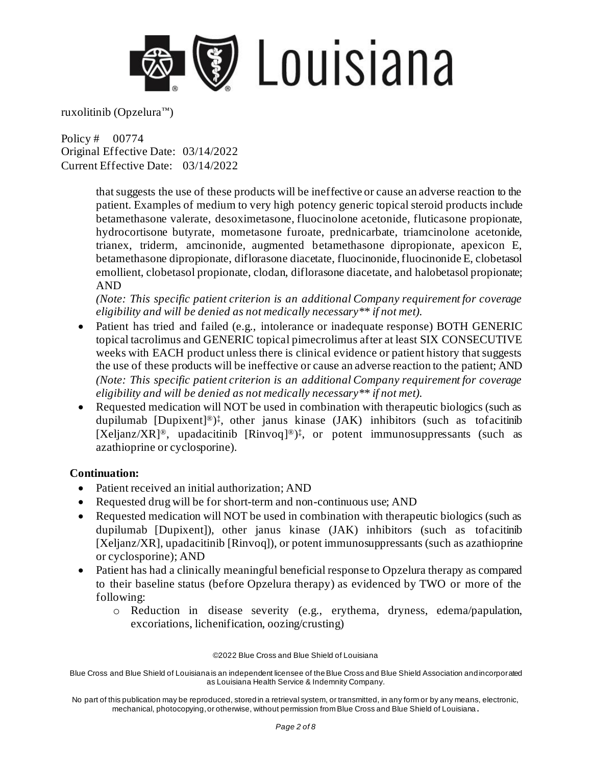that suggests the use of these products will be ineffective or cause an adverse reaction to the patient. Examples of medium to very high potency generic topical steroid products include betamethasone valerate, desoximetasone, fluocinolone acetonide, fluticasone propionate, hydrocortisone butyrate, mometasone furoate, prednicarbate, triamcinolone acetonide, trianex, triderm, amcinonide, augmented betamethasone dipropionate, apexicon E, betamethasone dipropionate, diflorasone diacetate, fluocinonide, fluocinonide E, clobetasol emollient, clobetasol propionate, clodan, diflorasone diacetate, and halobetasol propionate; AND

*(Note: This specific patient criterion is an additional Company requirement for coverage eligibility and will be denied as not medically necessary** if not met).*

- Patient has tried and failed (e.g., intolerance or inadequate response) BOTH GENERIC topical tacrolimus and GENERIC topical pimecrolimus after at least SIX CONSECUTIVE weeks with EACH product unless there is clinical evidence or patient history that suggests the use of these products will be ineffective or cause an adverse reaction to the patient; AND
  *(Note: This specific patient criterion is an additional Company requirement for coverage eligibility and will be denied as not medically necessary** if not met).*
- Requested medication will NOT be used in combination with therapeutic biologics (such as dupilumab [Dupixent]®)‡, other janus kinase (JAK) inhibitors (such as tofacitinib [Xeljanz/XR]®, upadacitinib [Rinvoq]®)‡, or potent immunosuppressants (such as azathioprine or cyclosporine).

**Continuation:**

- Patient received an initial authorization; AND
- Requested drug will be for short-term and non-continuous use; AND
- Requested medication will NOT be used in combination with therapeutic biologics (such as dupilumab [Dupixent]), other janus kinase (JAK) inhibitors (such as tofacitinib [Xeljanz/XR], upadacitinib [Rinvoq]), or potent immunosuppressants (such as azathioprine or cyclosporine); AND
- Patient has had a clinically meaningful beneficial response to Opzelura therapy as compared to their baseline status (before Opzelura therapy) as evidenced by TWO or more of the following:
  - Reduction in disease severity (e.g., erythema, dryness, edema/papulation, excoriations, lichenification, oozing/crusting)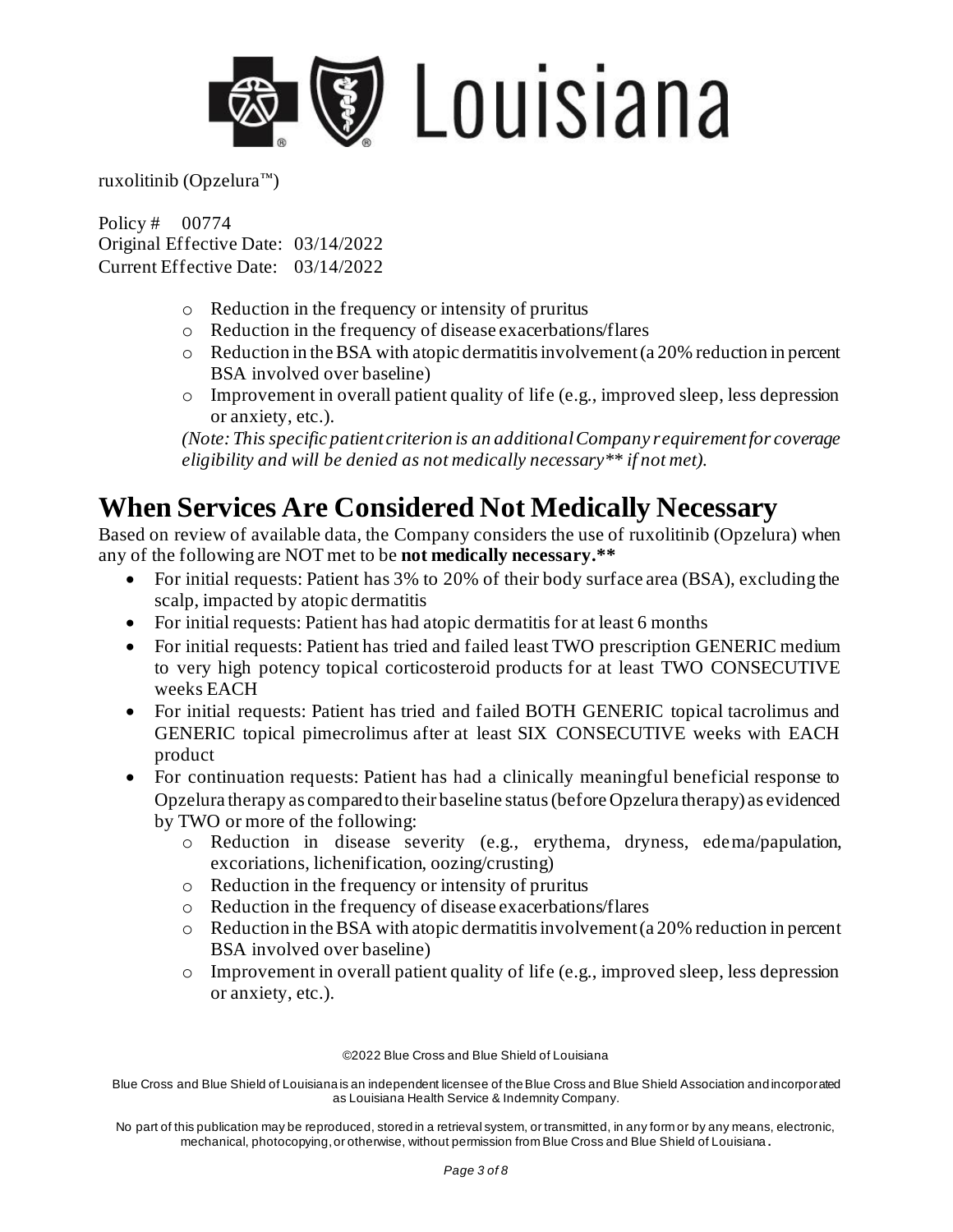ruxolitinib (Opzelura™)

Policy # 00774
Original Effective Date: 03/14/2022
Current Effective Date: 03/14/2022

  - Reduction in the frequency or intensity of pruritus
  - Reduction in the frequency of disease exacerbations/flares
  - Reduction in the BSA with atopic dermatitis involvement (a 20% reduction in percent BSA involved over baseline)
  - Improvement in overall patient quality of life (e.g., improved sleep, less depression or anxiety, etc.).

*(Note: This specific patient criterion is an additional Company requirement for coverage eligibility and will be denied as not medically necessary** if not met).*

# When Services Are Considered Not Medically Necessary

Based on review of available data, the Company considers the use of ruxolitinib (Opzelura) when any of the following are NOT met to be **not medically necessary.****

- For initial requests: Patient has 3% to 20% of their body surface area (BSA), excluding the scalp, impacted by atopic dermatitis
- For initial requests: Patient has had atopic dermatitis for at least 6 months
- For initial requests: Patient has tried and failed least TWO prescription GENERIC medium to very high potency topical corticosteroid products for at least TWO CONSECUTIVE weeks EACH
- For initial requests: Patient has tried and failed BOTH GENERIC topical tacrolimus and GENERIC topical pimecrolimus after at least SIX CONSECUTIVE weeks with EACH product
- For continuation requests: Patient has had a clinically meaningful beneficial response to Opzelura therapy as compared to their baseline status (before Opzelura therapy) as evidenced by TWO or more of the following:
  - Reduction in disease severity (e.g., erythema, dryness, edema/papulation, excoriations, lichenification, oozing/crusting)
  - Reduction in the frequency or intensity of pruritus
  - Reduction in the frequency of disease exacerbations/flares
  - Reduction in the BSA with atopic dermatitis involvement (a 20% reduction in percent BSA involved over baseline)
  - Improvement in overall patient quality of life (e.g., improved sleep, less depression or anxiety, etc.).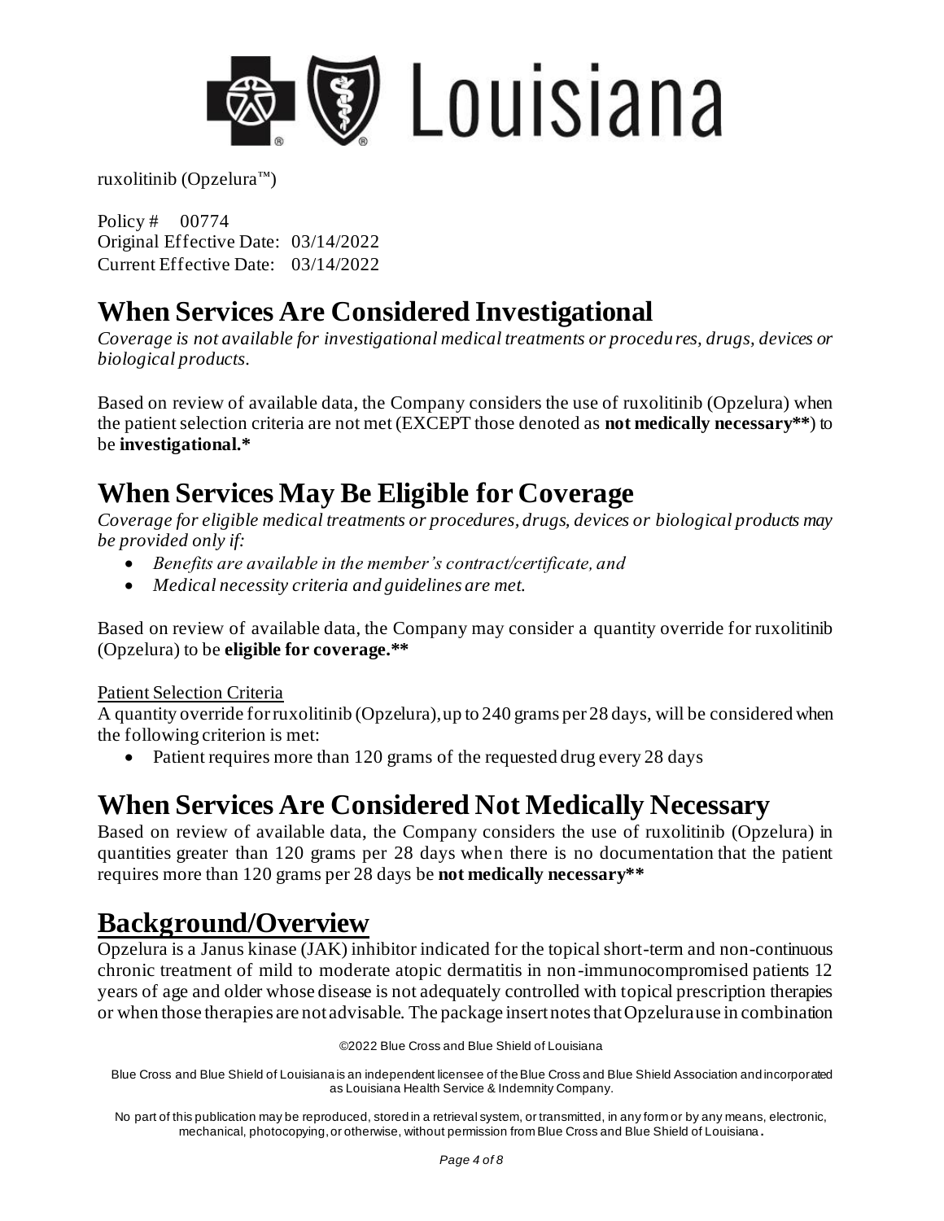ruxolitinib (Opzelura™)

Policy # 00774
Original Effective Date: 03/14/2022
Current Effective Date: 03/14/2022

## When Services Are Considered Investigational

*Coverage is not available for investigational medical treatments or procedures, drugs, devices or biological products.*

Based on review of available data, the Company considers the use of ruxolitinib (Opzelura) when the patient selection criteria are not met (EXCEPT those denoted as **not medically necessary****) to be **investigational.***

## When Services May Be Eligible for Coverage

*Coverage for eligible medical treatments or procedures, drugs, devices or biological products may be provided only if:*

- *Benefits are available in the member's contract/certificate, and*
- *Medical necessity criteria and guidelines are met.*

Based on review of available data, the Company may consider a quantity override for ruxolitinib (Opzelura) to be **eligible for coverage.****

Patient Selection Criteria

A quantity override for ruxolitinib (Opzelura), up to 240 grams per 28 days, will be considered when the following criterion is met:

- Patient requires more than 120 grams of the requested drug every 28 days

## When Services Are Considered Not Medically Necessary

Based on review of available data, the Company considers the use of ruxolitinib (Opzelura) in quantities greater than 120 grams per 28 days when there is no documentation that the patient requires more than 120 grams per 28 days be **not medically necessary****

## Background/Overview

Opzelura is a Janus kinase (JAK) inhibitor indicated for the topical short-term and non-continuous chronic treatment of mild to moderate atopic dermatitis in non-immunocompromised patients 12 years of age and older whose disease is not adequately controlled with topical prescription therapies or when those therapies are not advisable. The package insert notes that Opzelura use in combination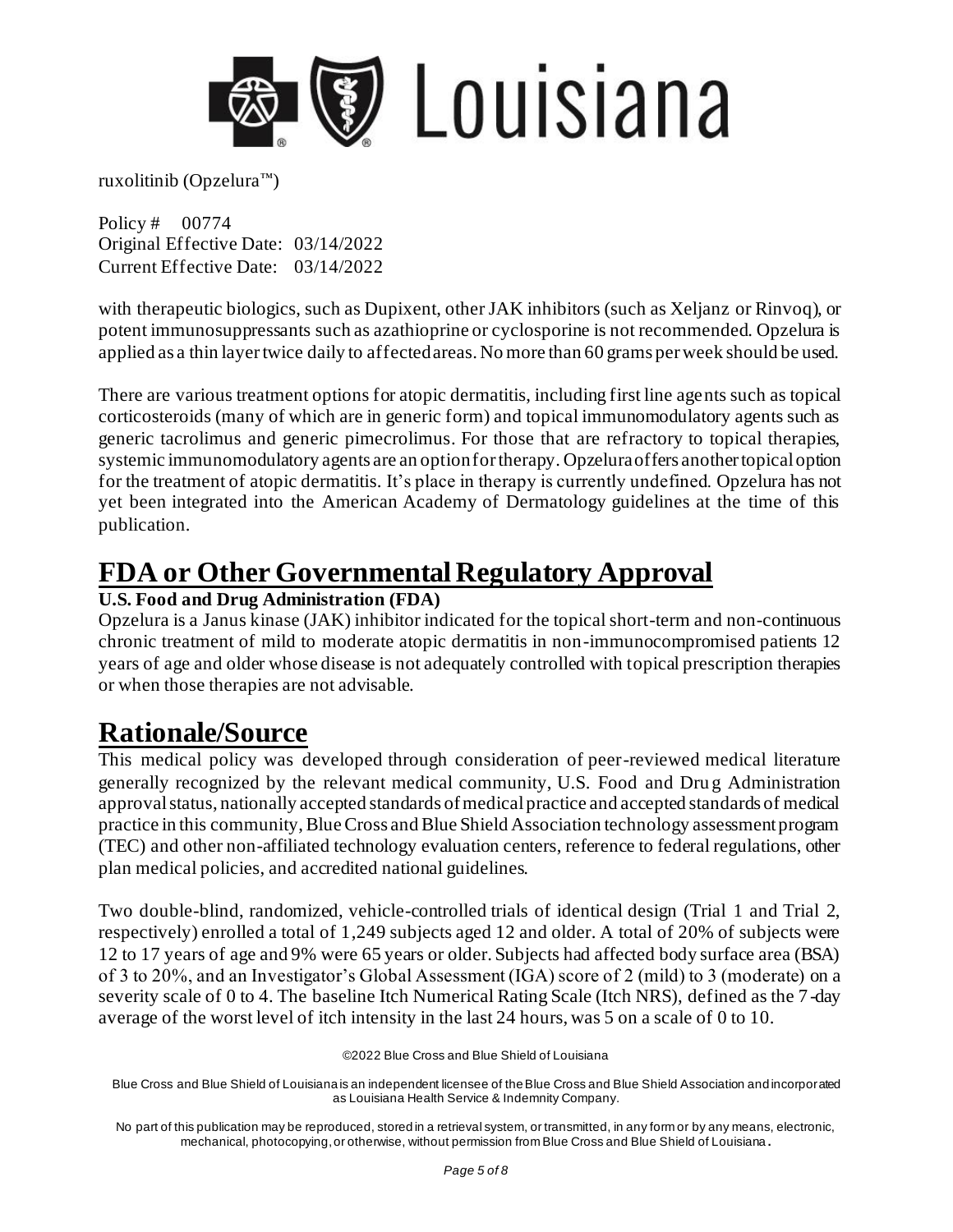with therapeutic biologics, such as Dupixent, other JAK inhibitors (such as Xeljanz or Rinvoq), or potent immunosuppressants such as azathioprine or cyclosporine is not recommended. Opzelura is applied as a thin layer twice daily to affected areas. No more than 60 grams per week should be used.

There are various treatment options for atopic dermatitis, including first line agents such as topical corticosteroids (many of which are in generic form) and topical immunomodulatory agents such as generic tacrolimus and generic pimecrolimus. For those that are refractory to topical therapies, systemic immunomodulatory agents are an option for therapy. Opzelura offers another topical option for the treatment of atopic dermatitis. It's place in therapy is currently undefined. Opzelura has not yet been integrated into the American Academy of Dermatology guidelines at the time of this publication.

# FDA or Other Governmental Regulatory Approval

**U.S. Food and Drug Administration (FDA)**

Opzelura is a Janus kinase (JAK) inhibitor indicated for the topical short-term and non-continuous chronic treatment of mild to moderate atopic dermatitis in non-immunocompromised patients 12 years of age and older whose disease is not adequately controlled with topical prescription therapies or when those therapies are not advisable.

# Rationale/Source

This medical policy was developed through consideration of peer-reviewed medical literature generally recognized by the relevant medical community, U.S. Food and Drug Administration approval status, nationally accepted standards of medical practice and accepted standards of medical practice in this community, Blue Cross and Blue Shield Association technology assessment program (TEC) and other non-affiliated technology evaluation centers, reference to federal regulations, other plan medical policies, and accredited national guidelines.

Two double-blind, randomized, vehicle-controlled trials of identical design (Trial 1 and Trial 2, respectively) enrolled a total of 1,249 subjects aged 12 and older. A total of 20% of subjects were 12 to 17 years of age and 9% were 65 years or older. Subjects had affected body surface area (BSA) of 3 to 20%, and an Investigator's Global Assessment (IGA) score of 2 (mild) to 3 (moderate) on a severity scale of 0 to 4. The baseline Itch Numerical Rating Scale (Itch NRS), defined as the 7-day average of the worst level of itch intensity in the last 24 hours, was 5 on a scale of 0 to 10.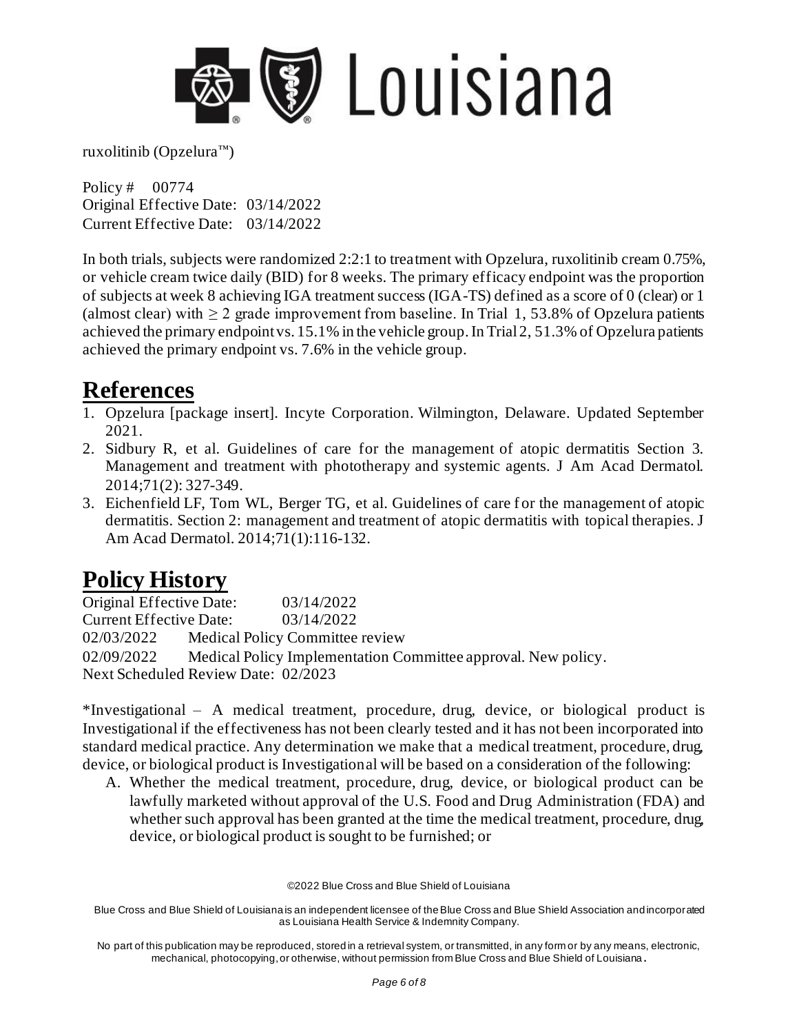In both trials, subjects were randomized 2:2:1 to treatment with Opzelura, ruxolitinib cream 0.75%, or vehicle cream twice daily (BID) for 8 weeks. The primary efficacy endpoint was the proportion of subjects at week 8 achieving IGA treatment success (IGA-TS) defined as a score of 0 (clear) or 1 (almost clear) with $\geq 2$ grade improvement from baseline. In Trial 1, 53.8% of Opzelura patients achieved the primary endpoint vs. 15.1% in the vehicle group. In Trial 2, 51.3% of Opzelura patients achieved the primary endpoint vs. 7.6% in the vehicle group.

# References

1. Opzelura [package insert]. Incyte Corporation. Wilmington, Delaware. Updated September 2021.
2. Sidbury R, et al. Guidelines of care for the management of atopic dermatitis Section 3. Management and treatment with phototherapy and systemic agents. J Am Acad Dermatol. 2014;71(2): 327-349.
3. Eichenfield LF, Tom WL, Berger TG, et al. Guidelines of care for the management of atopic dermatitis. Section 2: management and treatment of atopic dermatitis with topical therapies. J Am Acad Dermatol. 2014;71(1):116-132.

# Policy History

Original Effective Date: 03/14/2022
Current Effective Date: 03/14/2022
02/03/2022 Medical Policy Committee review
02/09/2022 Medical Policy Implementation Committee approval. New policy.
Next Scheduled Review Date: 02/2023

*Investigational – A medical treatment, procedure, drug, device, or biological product is Investigational if the effectiveness has not been clearly tested and it has not been incorporated into standard medical practice. Any determination we make that a medical treatment, procedure, drug, device, or biological product is Investigational will be based on a consideration of the following:

A. Whether the medical treatment, procedure, drug, device, or biological product can be lawfully marketed without approval of the U.S. Food and Drug Administration (FDA) and whether such approval has been granted at the time the medical treatment, procedure, drug, device, or biological product is sought to be furnished; or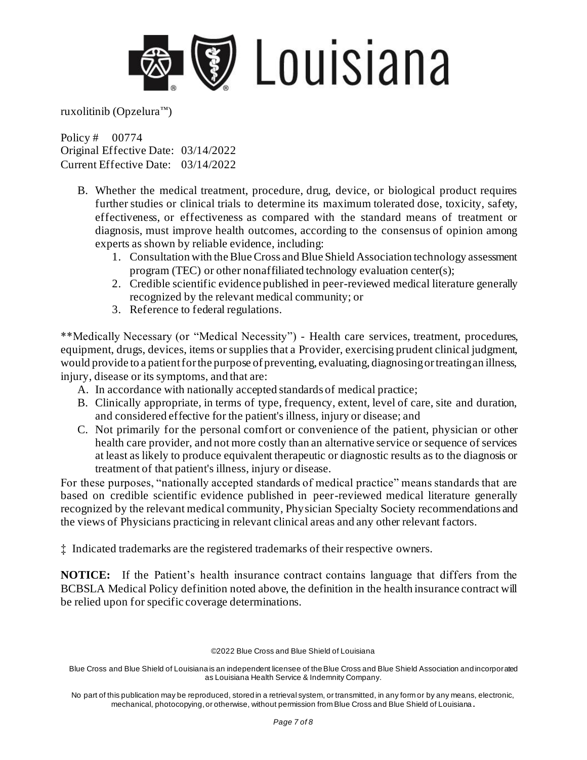B. Whether the medical treatment, procedure, drug, device, or biological product requires further studies or clinical trials to determine its maximum tolerated dose, toxicity, safety, effectiveness, or effectiveness as compared with the standard means of treatment or diagnosis, must improve health outcomes, according to the consensus of opinion among experts as shown by reliable evidence, including:
   1. Consultation with the Blue Cross and Blue Shield Association technology assessment program (TEC) or other nonaffiliated technology evaluation center(s);
   2. Credible scientific evidence published in peer-reviewed medical literature generally recognized by the relevant medical community; or
   3. Reference to federal regulations.

**Medically Necessary (or "Medical Necessity") - Health care services, treatment, procedures, equipment, drugs, devices, items or supplies that a Provider, exercising prudent clinical judgment, would provide to a patient for the purpose of preventing, evaluating, diagnosing or treating an illness, injury, disease or its symptoms, and that are:

A. In accordance with nationally accepted standards of medical practice;
B. Clinically appropriate, in terms of type, frequency, extent, level of care, site and duration, and considered effective for the patient's illness, injury or disease; and
C. Not primarily for the personal comfort or convenience of the patient, physician or other health care provider, and not more costly than an alternative service or sequence of services at least as likely to produce equivalent therapeutic or diagnostic results as to the diagnosis or treatment of that patient's illness, injury or disease.

For these purposes, "nationally accepted standards of medical practice" means standards that are based on credible scientific evidence published in peer-reviewed medical literature generally recognized by the relevant medical community, Physician Specialty Society recommendations and the views of Physicians practicing in relevant clinical areas and any other relevant factors.

‡ Indicated trademarks are the registered trademarks of their respective owners.

**NOTICE:** If the Patient's health insurance contract contains language that differs from the BCBSLA Medical Policy definition noted above, the definition in the health insurance contract will be relied upon for specific coverage determinations.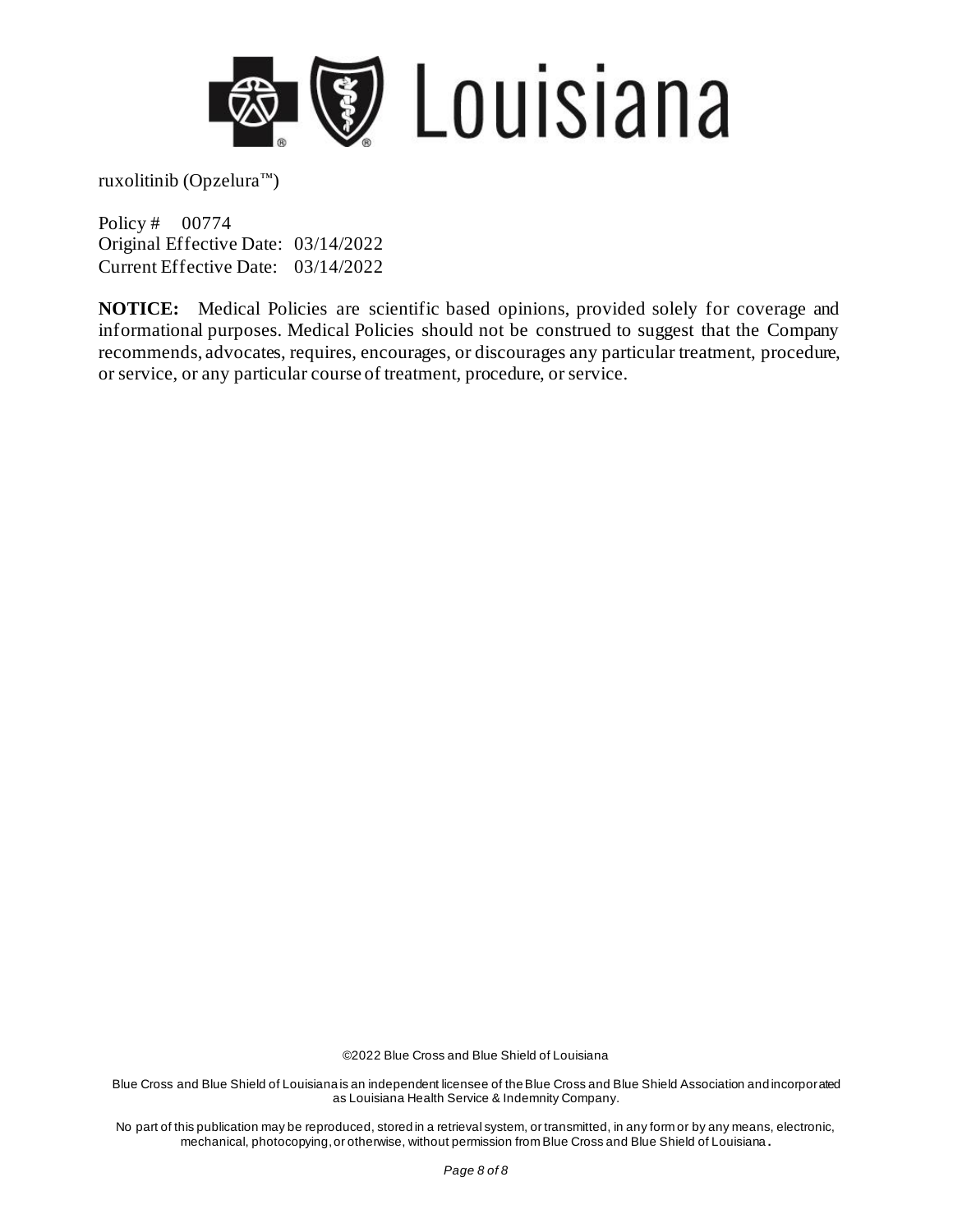ruxolitinib (Opzelura™)

Policy # 00774
Original Effective Date: 03/14/2022
Current Effective Date: 03/14/2022

**NOTICE:** Medical Policies are scientific based opinions, provided solely for coverage and informational purposes. Medical Policies should not be construed to suggest that the Company recommends, advocates, requires, encourages, or discourages any particular treatment, procedure, or service, or any particular course of treatment, procedure, or service.

©2022 Blue Cross and Blue Shield of Louisiana

Blue Cross and Blue Shield of Louisiana is an independent licensee of the Blue Cross and Blue Shield Association and incorporated as Louisiana Health Service & Indemnity Company.

No part of this publication may be reproduced, stored in a retrieval system, or transmitted, in any form or by any means, electronic, mechanical, photocopying, or otherwise, without permission from Blue Cross and Blue Shield of Louisiana.